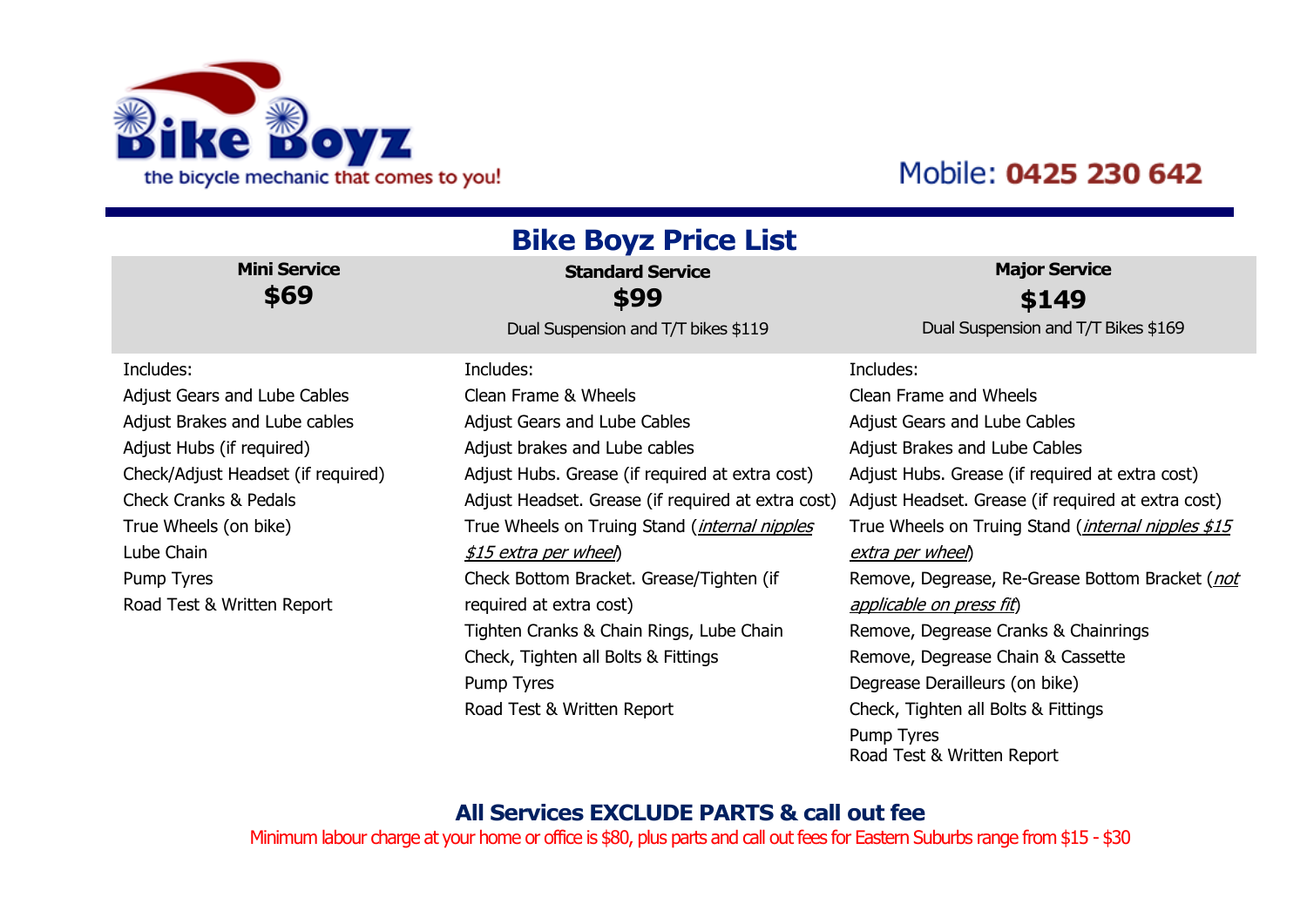Bike Boyz

the bicycle mechanic that comes to you!

Mobile: **0425 230 642**

# Bike Boyz Price List

## Mini Service
**$69**

Includes:
- Adjust Gears and Lube Cables
- Adjust Brakes and Lube cables
- Adjust Hubs (if required)
- Check/Adjust Headset (if required)
- Check Cranks & Pedals
- True Wheels (on bike)
- Lube Chain
- Pump Tyres
- Road Test & Written Report

## Standard Service
**$99**

Dual Suspension and T/T bikes $119

Includes:
- Clean Frame & Wheels
- Adjust Gears and Lube Cables
- Adjust brakes and Lube cables
- Adjust Hubs. Grease (if required at extra cost)
- Adjust Headset. Grease (if required at extra cost)
- True Wheels on Truing Stand (*internal nipples $15 extra per wheel*)
- Check Bottom Bracket. Grease/Tighten (if required at extra cost)
- Tighten Cranks & Chain Rings, Lube Chain
- Check, Tighten all Bolts & Fittings
- Pump Tyres
- Road Test & Written Report

## Major Service
**$149**

Dual Suspension and T/T Bikes $169

Includes:
- Clean Frame and Wheels
- Adjust Gears and Lube Cables
- Adjust Brakes and Lube Cables
- Adjust Hubs. Grease (if required at extra cost)
- Adjust Headset. Grease (if required at extra cost)
- True Wheels on Truing Stand (*internal nipples $15 extra per wheel*)
- Remove, Degrease, Re-Grease Bottom Bracket (*not applicable on press fit*)
- Remove, Degrease Cranks & Chainrings
- Remove, Degrease Chain & Cassette
- Degrease Derailleurs (on bike)
- Check, Tighten all Bolts & Fittings
- Pump Tyres
- Road Test & Written Report

**All Services EXCLUDE PARTS & call out fee**

Minimum labour charge at your home or office is $80, plus parts and call out fees for Eastern Suburbs range from $15 - $30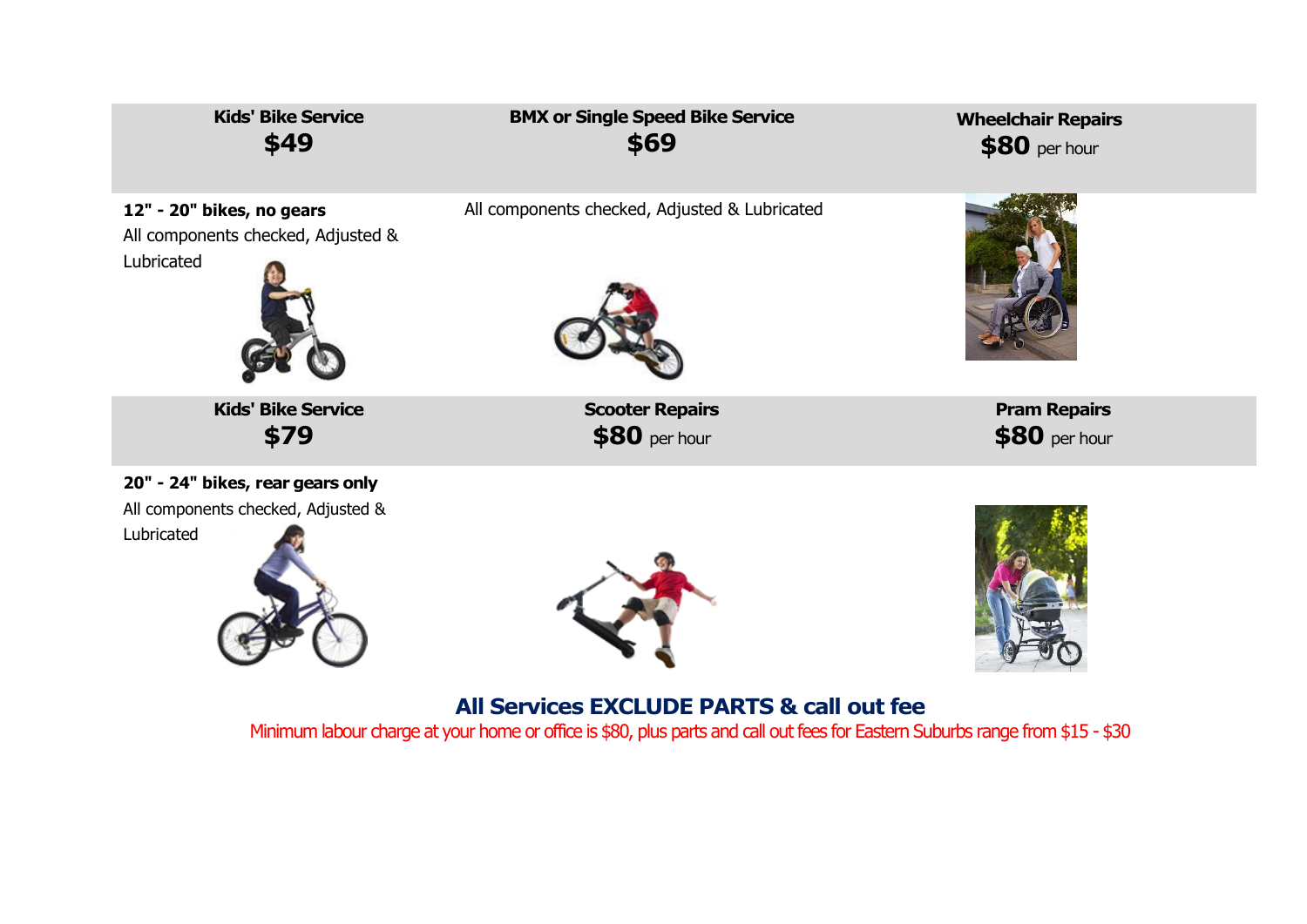| Kids' Bike Service **$49** | BMX or Single Speed Bike Service **$69** | Wheelchair Repairs **$80** per hour |
| --- | --- | --- |
| **12" - 20" bikes, no gears** All components checked, Adjusted & Lubricated | All components checked, Adjusted & Lubricated | |

| Kids' Bike Service **$79** | Scooter Repairs **$80** per hour | Pram Repairs **$80** per hour |
| --- | --- | --- |
| **20" - 24" bikes, rear gears only** All components checked, Adjusted & Lubricated | | |

## All Services EXCLUDE PARTS & call out fee

Minimum labour charge at your home or office is $80, plus parts and call out fees for Eastern Suburbs range from $15 - $30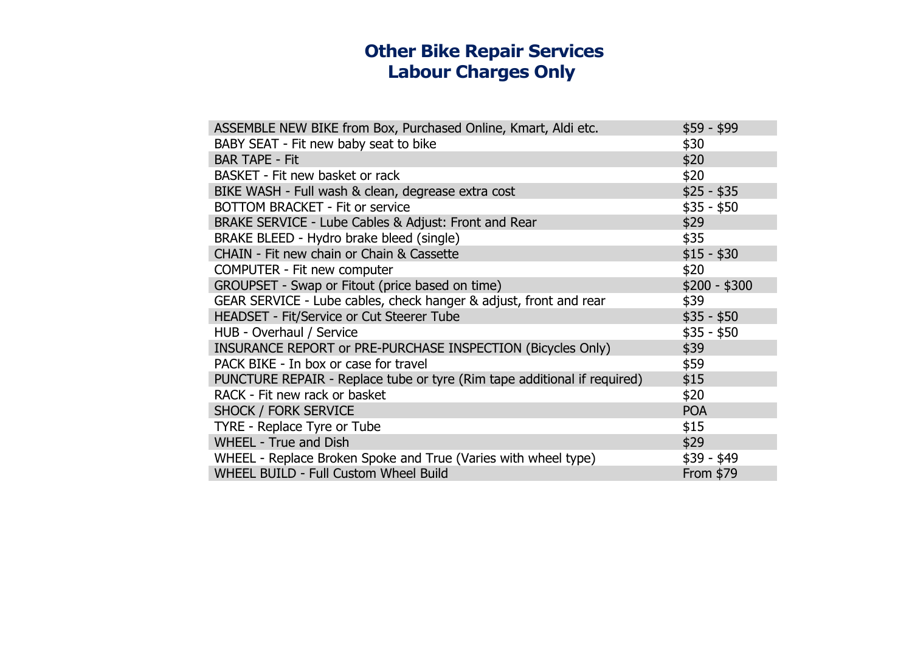# Other Bike Repair Services
# Labour Charges Only

| Service | Price |
|---|---|
| ASSEMBLE NEW BIKE from Box, Purchased Online, Kmart, Aldi etc. | $59 - $99 |
| BABY SEAT - Fit new baby seat to bike | $30 |
| BAR TAPE - Fit | $20 |
| BASKET - Fit new basket or rack | $20 |
| BIKE WASH - Full wash & clean, degrease extra cost | $25 - $35 |
| BOTTOM BRACKET - Fit or service | $35 - $50 |
| BRAKE SERVICE - Lube Cables & Adjust: Front and Rear | $29 |
| BRAKE BLEED - Hydro brake bleed (single) | $35 |
| CHAIN - Fit new chain or Chain & Cassette | $15 - $30 |
| COMPUTER - Fit new computer | $20 |
| GROUPSET - Swap or Fitout (price based on time) | $200 - $300 |
| GEAR SERVICE - Lube cables, check hanger & adjust, front and rear | $39 |
| HEADSET - Fit/Service or Cut Steerer Tube | $35 - $50 |
| HUB - Overhaul / Service | $35 - $50 |
| INSURANCE REPORT or PRE-PURCHASE INSPECTION (Bicycles Only) | $39 |
| PACK BIKE - In box or case for travel | $59 |
| PUNCTURE REPAIR - Replace tube or tyre (Rim tape additional if required) | $15 |
| RACK - Fit new rack or basket | $20 |
| SHOCK / FORK SERVICE | POA |
| TYRE - Replace Tyre or Tube | $15 |
| WHEEL - True and Dish | $29 |
| WHEEL - Replace Broken Spoke and True (Varies with wheel type) | $39 - $49 |
| WHEEL BUILD - Full Custom Wheel Build | From $79 |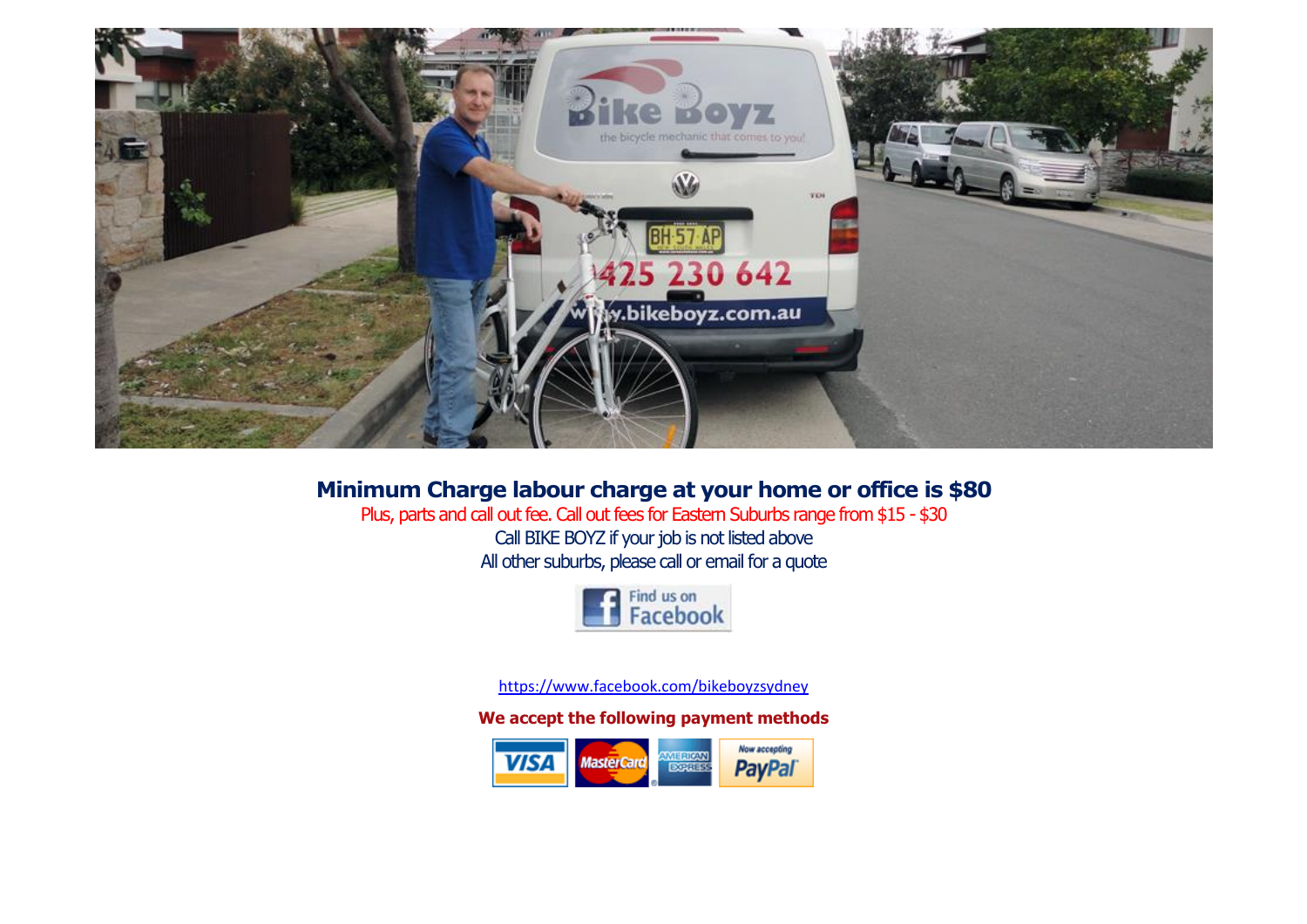**Minimum Charge labour charge at your home or office is $80**

Plus, parts and call out fee. Call out fees for Eastern Suburbs range from $15 - $30

Call BIKE BOYZ if your job is not listed above

All other suburbs, please call or email for a quote

https://www.facebook.com/bikeboyzsydney

**We accept the following payment methods**